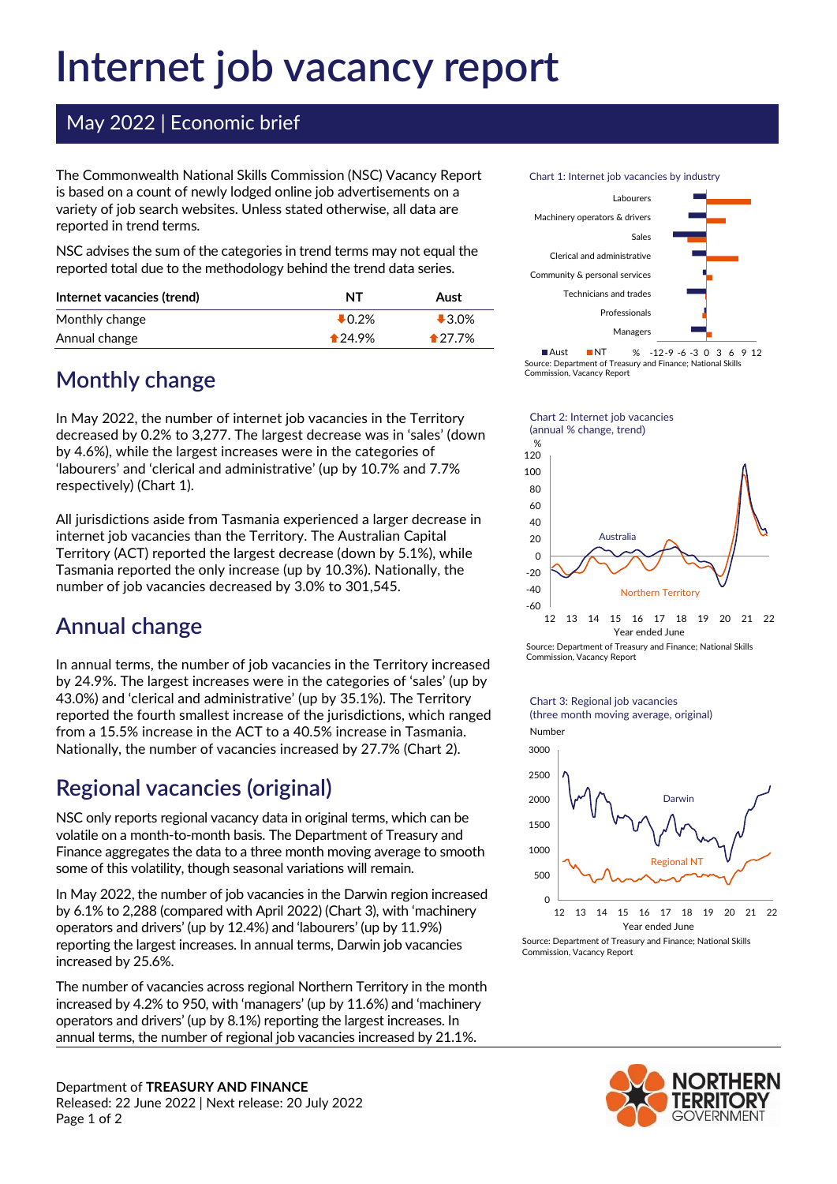# Internet job vacancy report

## May 2022 | Economic brief

The Commonwealth National Skills Commission (NSC) Vacancy Report is based on a count of newly lodged online job advertisements on a variety of job search websites. Unless stated otherwise, all data are reported in trend terms.

NSC advises the sum of the categories in trend terms may not equal the reported total due to the methodology behind the trend data series.

| Internet vacancies (trend) | NT | Aust |
|---|---|---|
| Monthly change | ⬇0.2% | ⬇3.0% |
| Annual change | ⬆24.9% | ⬆27.7% |

## Monthly change

In May 2022, the number of internet job vacancies in the Territory decreased by 0.2% to 3,277. The largest decrease was in 'sales' (down by 4.6%), while the largest increases were in the categories of 'labourers' and 'clerical and administrative' (up by 10.7% and 7.7% respectively) (Chart 1).

All jurisdictions aside from Tasmania experienced a larger decrease in internet job vacancies than the Territory. The Australian Capital Territory (ACT) reported the largest decrease (down by 5.1%), while Tasmania reported the only increase (up by 10.3%). Nationally, the number of job vacancies decreased by 3.0% to 301,545.

## Annual change

In annual terms, the number of job vacancies in the Territory increased by 24.9%. The largest increases were in the categories of 'sales' (up by 43.0%) and 'clerical and administrative' (up by 35.1%). The Territory reported the fourth smallest increase of the jurisdictions, which ranged from a 15.5% increase in the ACT to a 40.5% increase in Tasmania. Nationally, the number of vacancies increased by 27.7% (Chart 2).

## Regional vacancies (original)

NSC only reports regional vacancy data in original terms, which can be volatile on a month-to-month basis. The Department of Treasury and Finance aggregates the data to a three month moving average to smooth some of this volatility, though seasonal variations will remain.

In May 2022, the number of job vacancies in the Darwin region increased by 6.1% to 2,288 (compared with April 2022) (Chart 3), with 'machinery operators and drivers' (up by 12.4%) and 'labourers' (up by 11.9%) reporting the largest increases. In annual terms, Darwin job vacancies increased by 25.6%.

The number of vacancies across regional Northern Territory in the month increased by 4.2% to 950, with 'managers' (up by 11.6%) and 'machinery operators and drivers' (up by 8.1%) reporting the largest increases. In annual terms, the number of regional job vacancies increased by 21.1%.

Chart 1: Internet job vacancies by industry

Source: Department of Treasury and Finance; National Skills Commission, Vacancy Report

Chart 2: Internet job vacancies (annual % change, trend)

Source: Department of Treasury and Finance; National Skills Commission, Vacancy Report

Chart 3: Regional job vacancies (three month moving average, original)

Source: Department of Treasury and Finance; National Skills Commission, Vacancy Report

Department of **TREASURY AND FINANCE**
Released: 22 June 2022 | Next release: 20 July 2022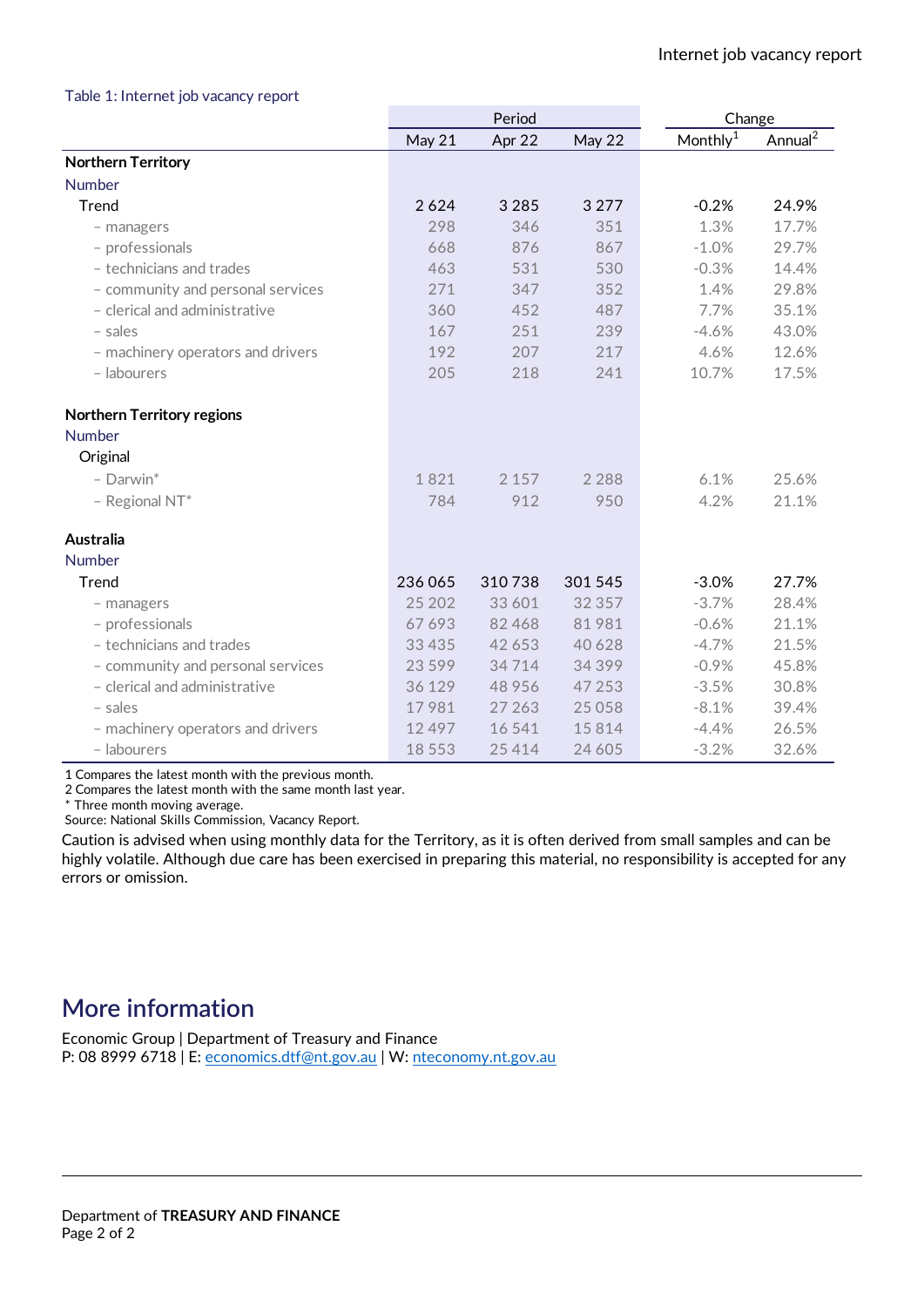Table 1: Internet job vacancy report

| | Period | | | Change | |
|---|---|---|---|---|---|
| | May 21 | Apr 22 | May 22 | Monthly[1] | Annual[2] |
| **Northern Territory** | | | | | |
| Number | | | | | |
| Trend | 2 624 | 3 285 | 3 277 | -0.2% | 24.9% |
| – managers | 298 | 346 | 351 | 1.3% | 17.7% |
| – professionals | 668 | 876 | 867 | -1.0% | 29.7% |
| – technicians and trades | 463 | 531 | 530 | -0.3% | 14.4% |
| – community and personal services | 271 | 347 | 352 | 1.4% | 29.8% |
| – clerical and administrative | 360 | 452 | 487 | 7.7% | 35.1% |
| – sales | 167 | 251 | 239 | -4.6% | 43.0% |
| – machinery operators and drivers | 192 | 207 | 217 | 4.6% | 12.6% |
| – labourers | 205 | 218 | 241 | 10.7% | 17.5% |
| **Northern Territory regions** | | | | | |
| Number | | | | | |
| Original | | | | | |
| – Darwin* | 1 821 | 2 157 | 2 288 | 6.1% | 25.6% |
| – Regional NT* | 784 | 912 | 950 | 4.2% | 21.1% |
| **Australia** | | | | | |
| Number | | | | | |
| Trend | 236 065 | 310 738 | 301 545 | -3.0% | 27.7% |
| – managers | 25 202 | 33 601 | 32 357 | -3.7% | 28.4% |
| – professionals | 67 693 | 82 468 | 81 981 | -0.6% | 21.1% |
| – technicians and trades | 33 435 | 42 653 | 40 628 | -4.7% | 21.5% |
| – community and personal services | 23 599 | 34 714 | 34 399 | -0.9% | 45.8% |
| – clerical and administrative | 36 129 | 48 956 | 47 253 | -3.5% | 30.8% |
| – sales | 17 981 | 27 263 | 25 058 | -8.1% | 39.4% |
| – machinery operators and drivers | 12 497 | 16 541 | 15 814 | -4.4% | 26.5% |
| – labourers | 18 553 | 25 414 | 24 605 | -3.2% | 32.6% |

1 Compares the latest month with the previous month.
2 Compares the latest month with the same month last year.
* Three month moving average.
Source: National Skills Commission, Vacancy Report.

Caution is advised when using monthly data for the Territory, as it is often derived from small samples and can be highly volatile. Although due care has been exercised in preparing this material, no responsibility is accepted for any errors or omission.

## More information

Economic Group | Department of Treasury and Finance
P: 08 8999 6718 | E: economics.dtf@nt.gov.au | W: nteconomy.nt.gov.au